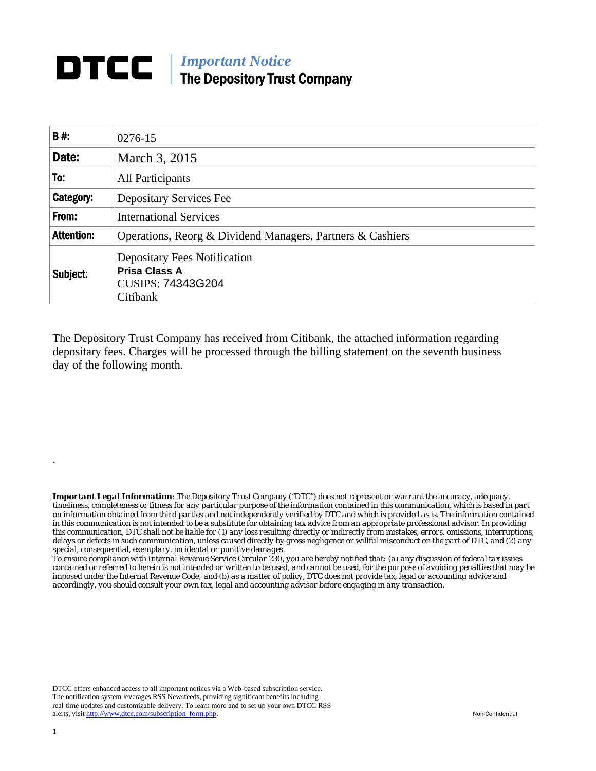# DTCC

## *Important Notice*
## The Depository Trust Company

| | |
|---|---|
| **B #:** | 0276-15 |
| **Date:** | March 3, 2015 |
| **To:** | All Participants |
| **Category:** | Depositary Services Fee |
| **From:** | International Services |
| **Attention:** | Operations, Reorg & Dividend Managers, Partners & Cashiers |
| **Subject:** | Depositary Fees Notification<br>**Prisa Class A**<br>CUSIPS: 74343G204<br>Citibank |

The Depository Trust Company has received from Citibank, the attached information regarding depositary fees. Charges will be processed through the billing statement on the seventh business day of the following month.

.

***Important Legal Information**: The Depository Trust Company ("DTC") does not represent or warrant the accuracy, adequacy, timeliness, completeness or fitness for any particular purpose of the information contained in this communication, which is based in part on information obtained from third parties and not independently verified by DTC and which is provided as is. The information contained in this communication is not intended to be a substitute for obtaining tax advice from an appropriate professional advisor. In providing this communication, DTC shall not be liable for (1) any loss resulting directly or indirectly from mistakes, errors, omissions, interruptions, delays or defects in such communication, unless caused directly by gross negligence or willful misconduct on the part of DTC, and (2) any special, consequential, exemplary, incidental or punitive damages.*

*To ensure compliance with Internal Revenue Service Circular 230, you are hereby notified that: (a) any discussion of federal tax issues contained or referred to herein is not intended or written to be used, and cannot be used, for the purpose of avoiding penalties that may be imposed under the Internal Revenue Code; and (b) as a matter of policy, DTC does not provide tax, legal or accounting advice and accordingly, you should consult your own tax, legal and accounting advisor before engaging in any transaction.*

DTCC offers enhanced access to all important notices via a Web-based subscription service. The notification system leverages RSS Newsfeeds, providing significant benefits including real-time updates and customizable delivery. To learn more and to set up your own DTCC RSS alerts, visit http://www.dtcc.com/subscription_form.php.

Non-Confidential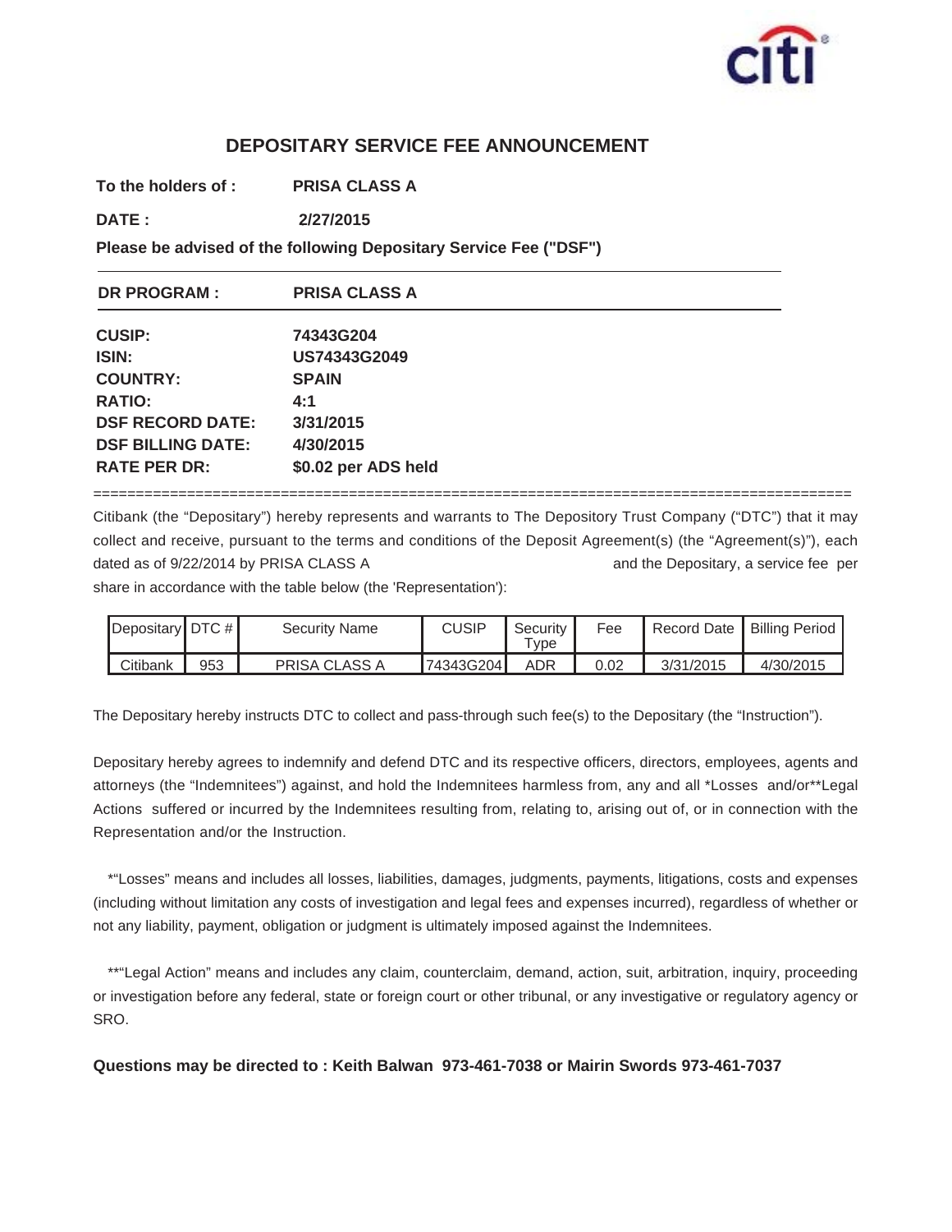# DEPOSITARY SERVICE FEE ANNOUNCEMENT

**To the holders of :** **PRISA CLASS A**

**DATE :** **2/27/2015**

**Please be advised of the following Depositary Service Fee ("DSF")**

---

**DR PROGRAM :** **PRISA CLASS A**

---

**CUSIP:** **74343G204**
**ISIN:** **US74343G2049**
**COUNTRY:** **SPAIN**
**RATIO:** **4:1**
**DSF RECORD DATE:** **3/31/2015**
**DSF BILLING DATE:** **4/30/2015**
**RATE PER DR:** **$0.02 per ADS held**

==========================================================================================

Citibank (the "Depositary") hereby represents and warrants to The Depository Trust Company ("DTC") that it may collect and receive, pursuant to the terms and conditions of the Deposit Agreement(s) (the "Agreement(s)"), each dated as of 9/22/2014 by PRISA CLASS A and the Depositary, a service fee per share in accordance with the table below (the 'Representation'):

| Depositary | DTC # | Security Name | CUSIP | Security Type | Fee | Record Date | Billing Period |
|---|---|---|---|---|---|---|---|
| Citibank | 953 | PRISA CLASS A | 74343G204 | ADR | 0.02 | 3/31/2015 | 4/30/2015 |

The Depositary hereby instructs DTC to collect and pass-through such fee(s) to the Depositary (the "Instruction").

Depositary hereby agrees to indemnify and defend DTC and its respective officers, directors, employees, agents and attorneys (the "Indemnitees") against, and hold the Indemnitees harmless from, any and all *Losses and/or**Legal Actions suffered or incurred by the Indemnitees resulting from, relating to, arising out of, or in connection with the Representation and/or the Instruction.

*"Losses" means and includes all losses, liabilities, damages, judgments, payments, litigations, costs and expenses (including without limitation any costs of investigation and legal fees and expenses incurred), regardless of whether or not any liability, payment, obligation or judgment is ultimately imposed against the Indemnitees.

**"Legal Action" means and includes any claim, counterclaim, demand, action, suit, arbitration, inquiry, proceeding or investigation before any federal, state or foreign court or other tribunal, or any investigative or regulatory agency or SRO.

**Questions may be directed to : Keith Balwan 973-461-7038 or Mairin Swords 973-461-7037**